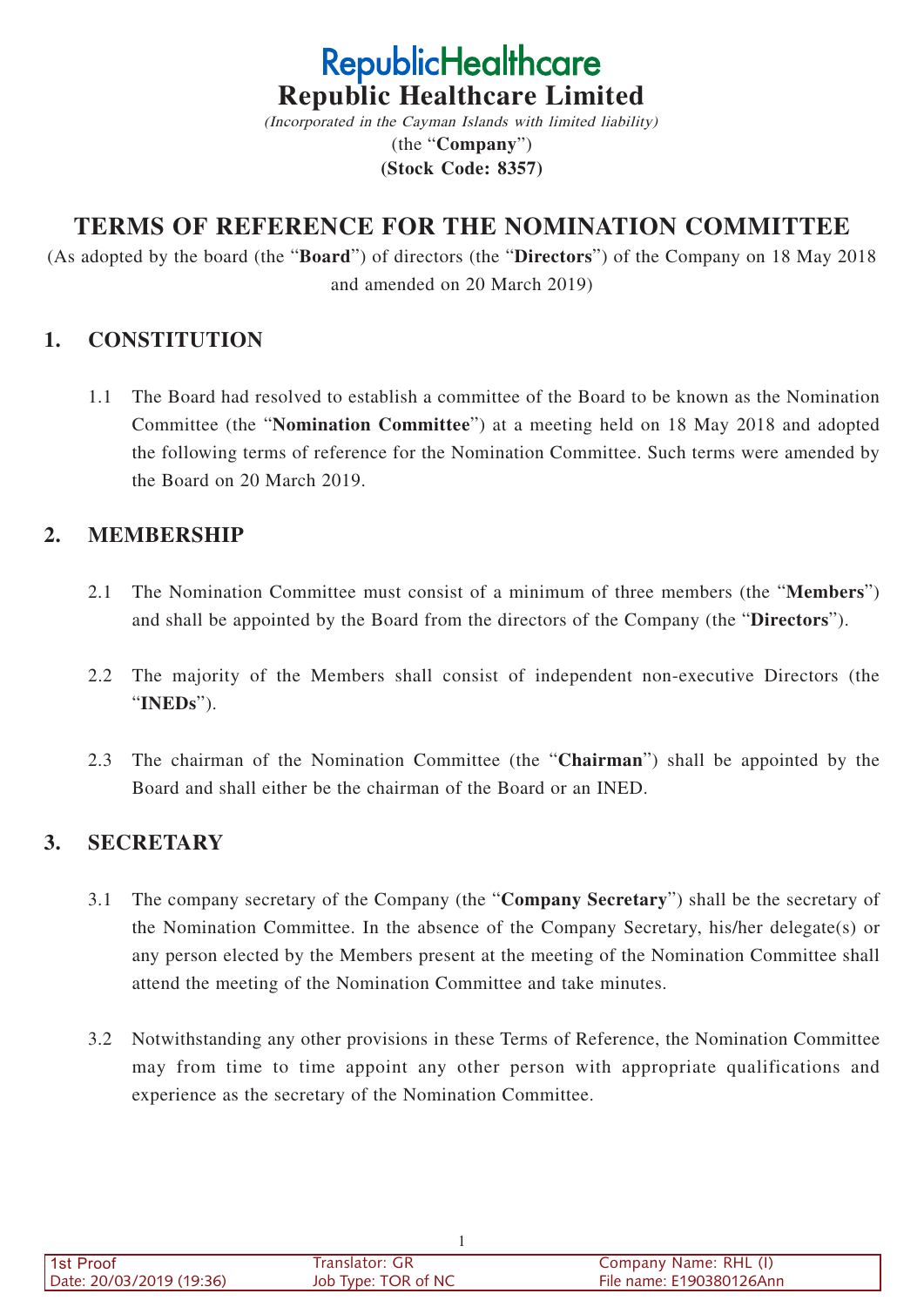# RepublicHealthcare

# Republic Healthcare Limited

*(Incorporated in the Cayman Islands with limited liability)*

(the "**Company**")

**(Stock Code: 8357)**

## TERMS OF REFERENCE FOR THE NOMINATION COMMITTEE

(As adopted by the board (the "**Board**") of directors (the "**Directors**") of the Company on 18 May 2018 and amended on 20 March 2019)

### 1. CONSTITUTION

1.1 The Board had resolved to establish a committee of the Board to be known as the Nomination Committee (the "**Nomination Committee**") at a meeting held on 18 May 2018 and adopted the following terms of reference for the Nomination Committee. Such terms were amended by the Board on 20 March 2019.

### 2. MEMBERSHIP

2.1 The Nomination Committee must consist of a minimum of three members (the "**Members**") and shall be appointed by the Board from the directors of the Company (the "**Directors**").

2.2 The majority of the Members shall consist of independent non-executive Directors (the "**INEDs**").

2.3 The chairman of the Nomination Committee (the "**Chairman**") shall be appointed by the Board and shall either be the chairman of the Board or an INED.

### 3. SECRETARY

3.1 The company secretary of the Company (the "**Company Secretary**") shall be the secretary of the Nomination Committee. In the absence of the Company Secretary, his/her delegate(s) or any person elected by the Members present at the meeting of the Nomination Committee shall attend the meeting of the Nomination Committee and take minutes.

3.2 Notwithstanding any other provisions in these Terms of Reference, the Nomination Committee may from time to time appoint any other person with appropriate qualifications and experience as the secretary of the Nomination Committee.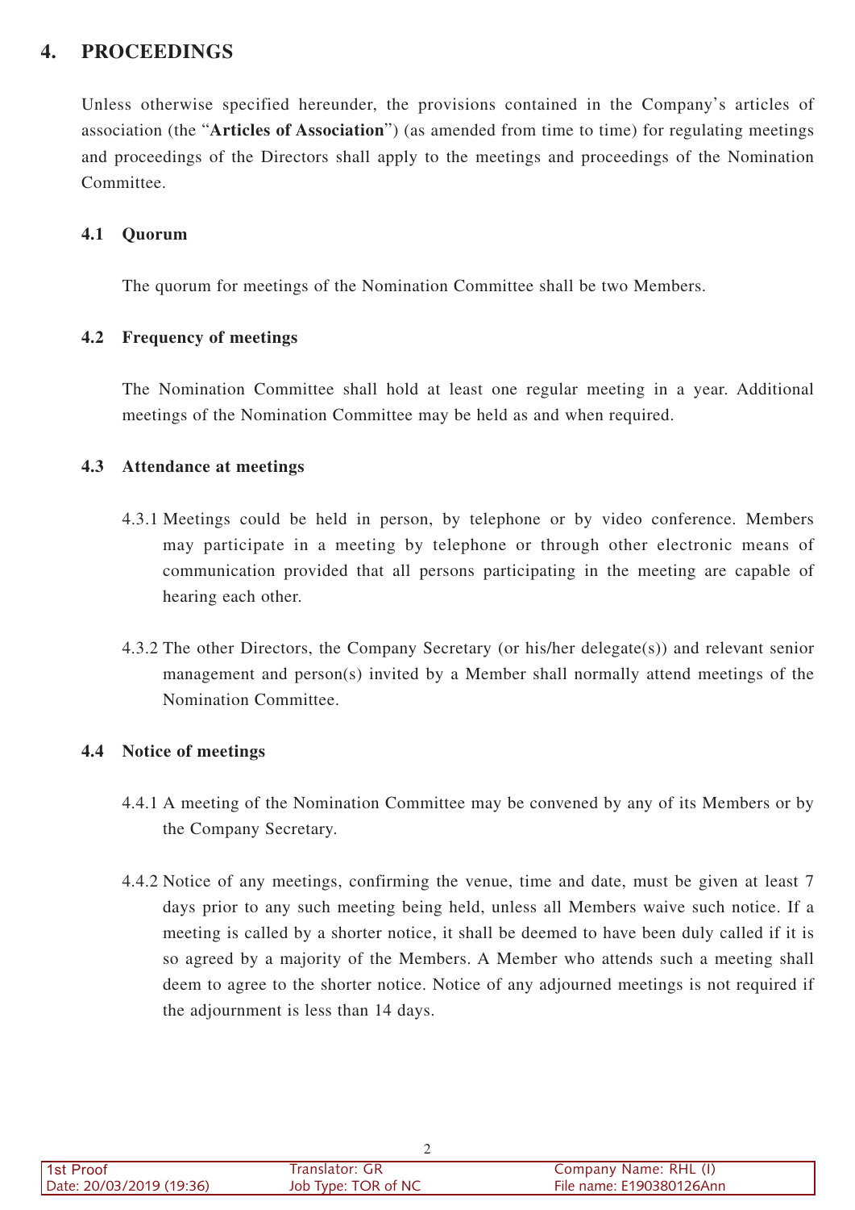## 4. PROCEEDINGS

Unless otherwise specified hereunder, the provisions contained in the Company's articles of association (the "**Articles of Association**") (as amended from time to time) for regulating meetings and proceedings of the Directors shall apply to the meetings and proceedings of the Nomination Committee.

### 4.1 Quorum

The quorum for meetings of the Nomination Committee shall be two Members.

### 4.2 Frequency of meetings

The Nomination Committee shall hold at least one regular meeting in a year. Additional meetings of the Nomination Committee may be held as and when required.

### 4.3 Attendance at meetings

4.3.1 Meetings could be held in person, by telephone or by video conference. Members may participate in a meeting by telephone or through other electronic means of communication provided that all persons participating in the meeting are capable of hearing each other.

4.3.2 The other Directors, the Company Secretary (or his/her delegate(s)) and relevant senior management and person(s) invited by a Member shall normally attend meetings of the Nomination Committee.

### 4.4 Notice of meetings

4.4.1 A meeting of the Nomination Committee may be convened by any of its Members or by the Company Secretary.

4.4.2 Notice of any meetings, confirming the venue, time and date, must be given at least 7 days prior to any such meeting being held, unless all Members waive such notice. If a meeting is called by a shorter notice, it shall be deemed to have been duly called if it is so agreed by a majority of the Members. A Member who attends such a meeting shall deem to agree to the shorter notice. Notice of any adjourned meetings is not required if the adjournment is less than 14 days.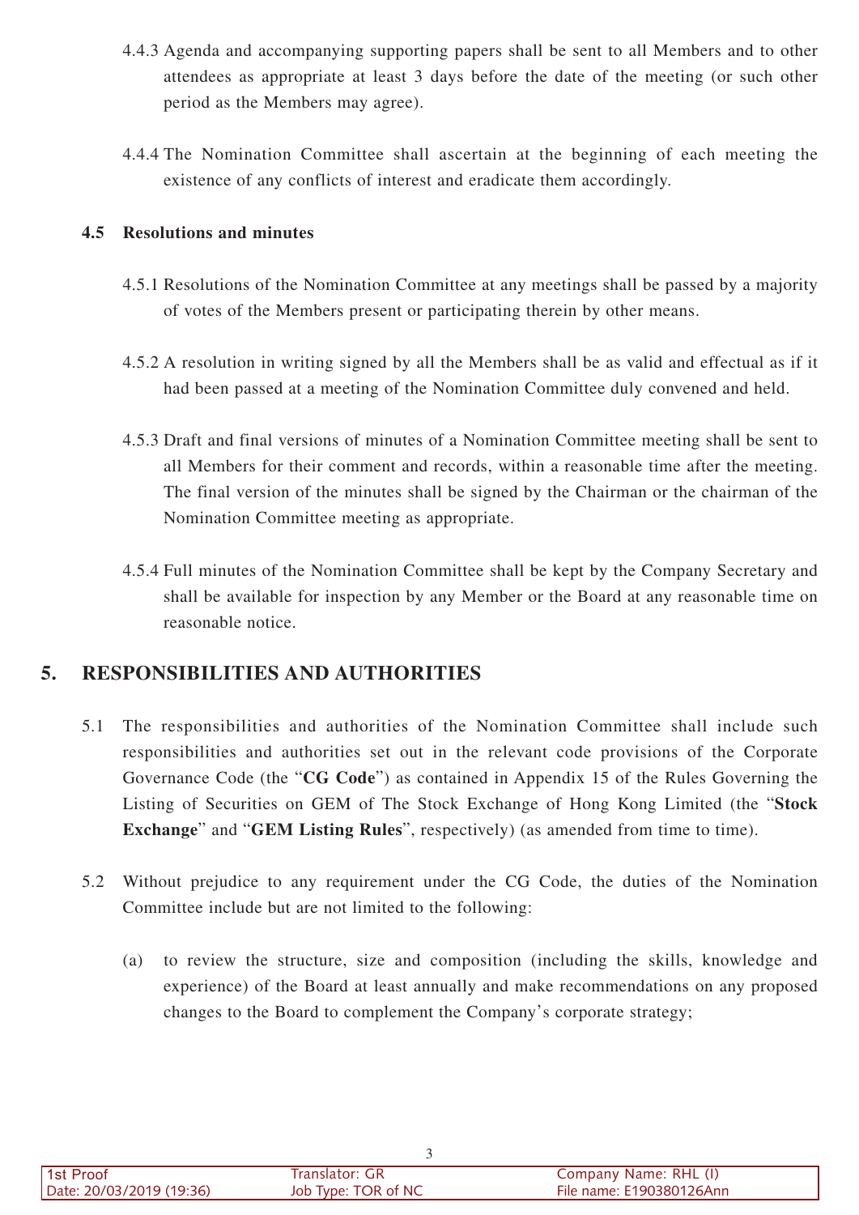4.4.3 Agenda and accompanying supporting papers shall be sent to all Members and to other attendees as appropriate at least 3 days before the date of the meeting (or such other period as the Members may agree).

4.4.4 The Nomination Committee shall ascertain at the beginning of each meeting the existence of any conflicts of interest and eradicate them accordingly.

### 4.5 Resolutions and minutes

4.5.1 Resolutions of the Nomination Committee at any meetings shall be passed by a majority of votes of the Members present or participating therein by other means.

4.5.2 A resolution in writing signed by all the Members shall be as valid and effectual as if it had been passed at a meeting of the Nomination Committee duly convened and held.

4.5.3 Draft and final versions of minutes of a Nomination Committee meeting shall be sent to all Members for their comment and records, within a reasonable time after the meeting. The final version of the minutes shall be signed by the Chairman or the chairman of the Nomination Committee meeting as appropriate.

4.5.4 Full minutes of the Nomination Committee shall be kept by the Company Secretary and shall be available for inspection by any Member or the Board at any reasonable time on reasonable notice.

## 5. RESPONSIBILITIES AND AUTHORITIES

5.1 The responsibilities and authorities of the Nomination Committee shall include such responsibilities and authorities set out in the relevant code provisions of the Corporate Governance Code (the "**CG Code**") as contained in Appendix 15 of the Rules Governing the Listing of Securities on GEM of The Stock Exchange of Hong Kong Limited (the "**Stock Exchange**" and "**GEM Listing Rules**", respectively) (as amended from time to time).

5.2 Without prejudice to any requirement under the CG Code, the duties of the Nomination Committee include but are not limited to the following:

(a) to review the structure, size and composition (including the skills, knowledge and experience) of the Board at least annually and make recommendations on any proposed changes to the Board to complement the Company's corporate strategy;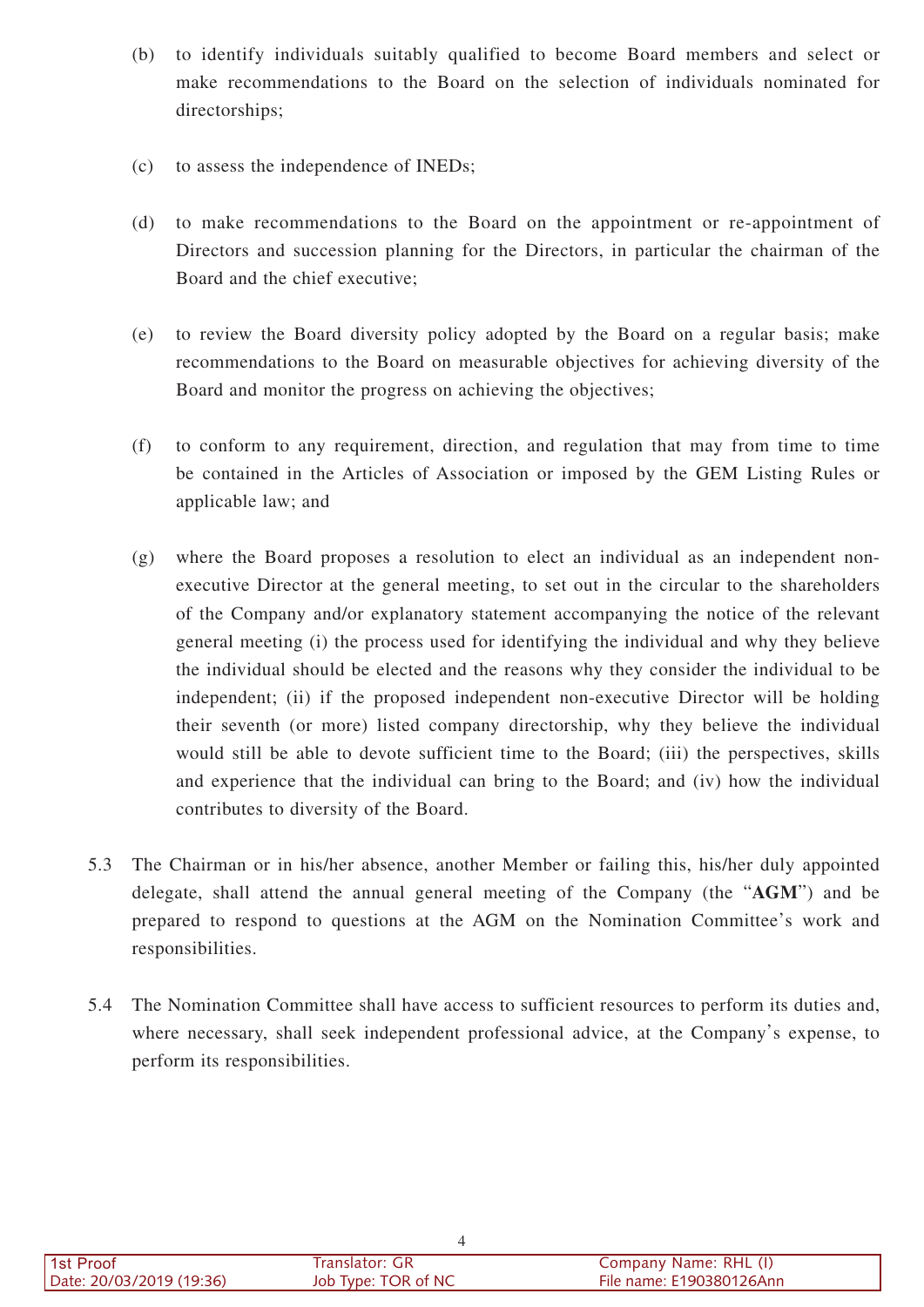(b) to identify individuals suitably qualified to become Board members and select or make recommendations to the Board on the selection of individuals nominated for directorships;

(c) to assess the independence of INEDs;

(d) to make recommendations to the Board on the appointment or re-appointment of Directors and succession planning for the Directors, in particular the chairman of the Board and the chief executive;

(e) to review the Board diversity policy adopted by the Board on a regular basis; make recommendations to the Board on measurable objectives for achieving diversity of the Board and monitor the progress on achieving the objectives;

(f) to conform to any requirement, direction, and regulation that may from time to time be contained in the Articles of Association or imposed by the GEM Listing Rules or applicable law; and

(g) where the Board proposes a resolution to elect an individual as an independent non-executive Director at the general meeting, to set out in the circular to the shareholders of the Company and/or explanatory statement accompanying the notice of the relevant general meeting (i) the process used for identifying the individual and why they believe the individual should be elected and the reasons why they consider the individual to be independent; (ii) if the proposed independent non-executive Director will be holding their seventh (or more) listed company directorship, why they believe the individual would still be able to devote sufficient time to the Board; (iii) the perspectives, skills and experience that the individual can bring to the Board; and (iv) how the individual contributes to diversity of the Board.

5.3 The Chairman or in his/her absence, another Member or failing this, his/her duly appointed delegate, shall attend the annual general meeting of the Company (the "**AGM**") and be prepared to respond to questions at the AGM on the Nomination Committee's work and responsibilities.

5.4 The Nomination Committee shall have access to sufficient resources to perform its duties and, where necessary, shall seek independent professional advice, at the Company's expense, to perform its responsibilities.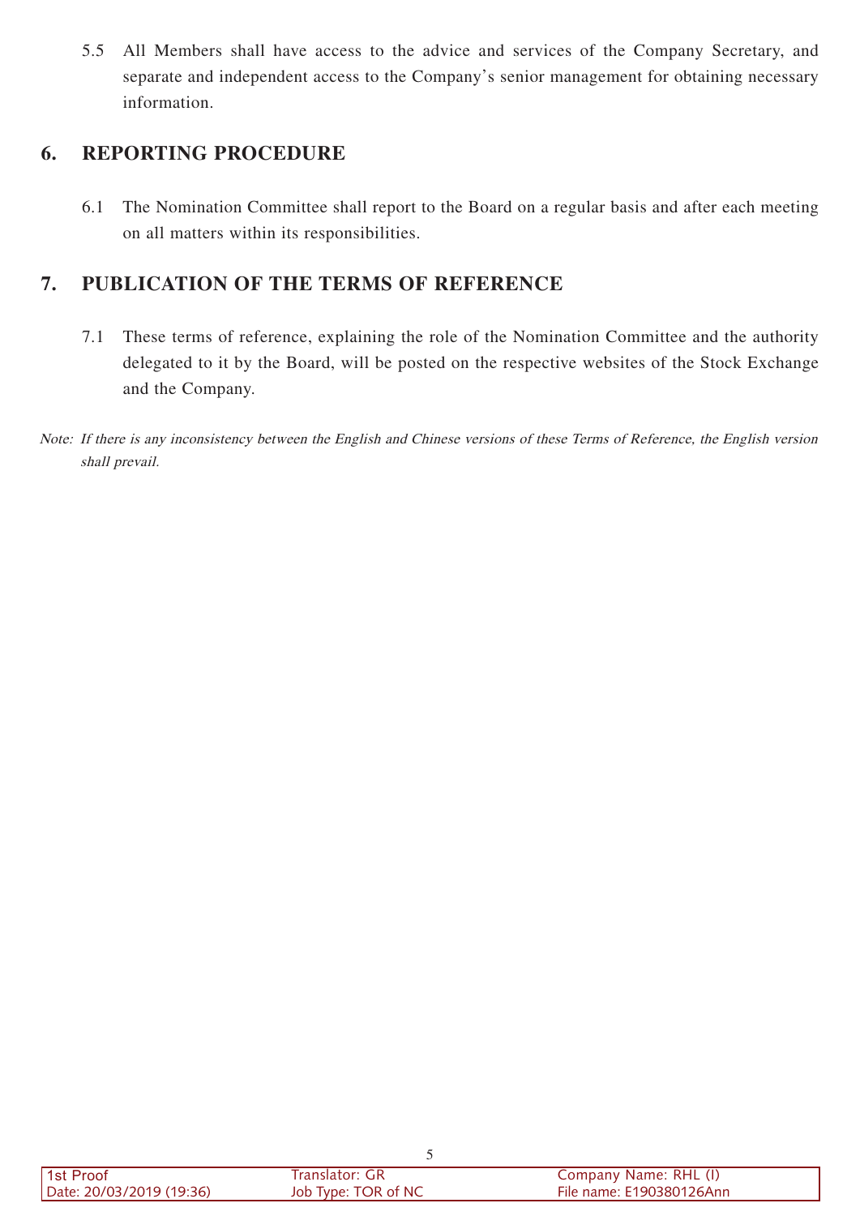5.5 All Members shall have access to the advice and services of the Company Secretary, and separate and independent access to the Company's senior management for obtaining necessary information.

## 6. REPORTING PROCEDURE

6.1 The Nomination Committee shall report to the Board on a regular basis and after each meeting on all matters within its responsibilities.

## 7. PUBLICATION OF THE TERMS OF REFERENCE

7.1 These terms of reference, explaining the role of the Nomination Committee and the authority delegated to it by the Board, will be posted on the respective websites of the Stock Exchange and the Company.

*Note: If there is any inconsistency between the English and Chinese versions of these Terms of Reference, the English version shall prevail.*